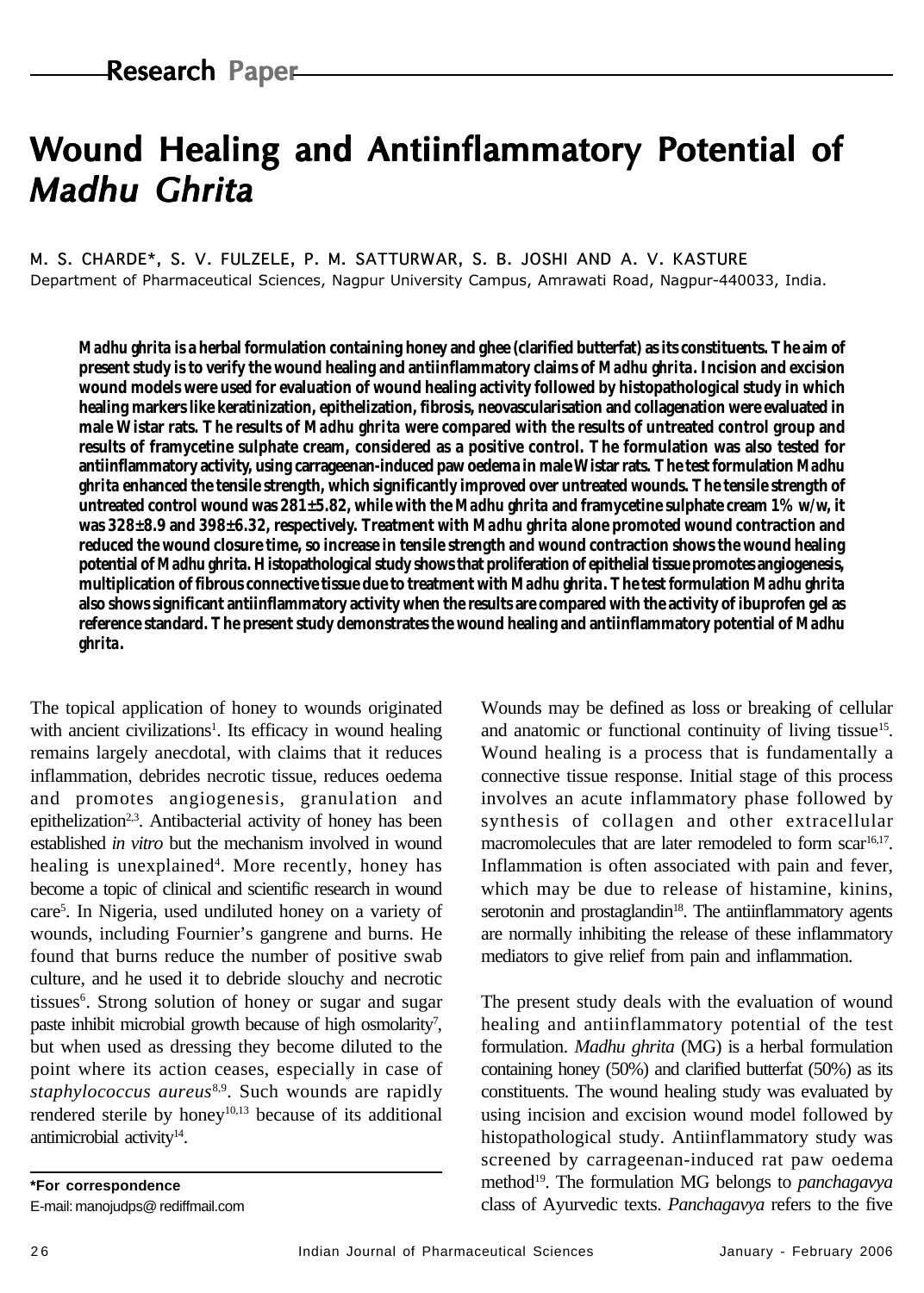Research Paper

# Wound Healing and Antiinflammatory Potential of *Madhu Ghrita*

M. S. CHARDE*, S. V. FULZELE, P. M. SATTURWAR, S. B. JOSHI AND A. V. KASTURE

Department of Pharmaceutical Sciences, Nagpur University Campus, Amrawati Road, Nagpur-440033, India.

***Madhu ghrita* is a herbal formulation containing honey and ghee (clarified butterfat) as its constituents. The aim of present study is to verify the wound healing and antiinflammatory claims of *Madhu ghrita*. Incision and excision wound models were used for evaluation of wound healing activity followed by histopathological study in which healing markers like keratinization, epithelization, fibrosis, neovascularisation and collagenation were evaluated in male Wistar rats. The results of *Madhu ghrita* were compared with the results of untreated control group and results of framycetine sulphate cream, considered as a positive control. The formulation was also tested for antiinflammatory activity, using carrageenan-induced paw oedema in male Wistar rats. The test formulation *Madhu ghrita* enhanced the tensile strength, which significantly improved over untreated wounds. The tensile strength of untreated control wound was 281±5.82, while with the *Madhu ghrita* and framycetine sulphate cream 1% w/w, it was 328±8.9 and 398±6.32, respectively. Treatment with *Madhu ghrita* alone promoted wound contraction and reduced the wound closure time, so increase in tensile strength and wound contraction shows the wound healing potential of *Madhu ghrita*. Histopathological study shows that proliferation of epithelial tissue promotes angiogenesis, multiplication of fibrous connective tissue due to treatment with *Madhu ghrita*. The test formulation *Madhu ghrita* also shows significant antiinflammatory activity when the results are compared with the activity of ibuprofen gel as reference standard. The present study demonstrates the wound healing and antiinflammatory potential of *Madhu ghrita*.**

The topical application of honey to wounds originated with ancient civilizations[1]. Its efficacy in wound healing remains largely anecdotal, with claims that it reduces inflammation, debrides necrotic tissue, reduces oedema and promotes angiogenesis, granulation and epithelization[2,3]. Antibacterial activity of honey has been established *in vitro* but the mechanism involved in wound healing is unexplained[4]. More recently, honey has become a topic of clinical and scientific research in wound care[5]. In Nigeria, used undiluted honey on a variety of wounds, including Fournier's gangrene and burns. He found that burns reduce the number of positive swab culture, and he used it to debride slouchy and necrotic tissues[6]. Strong solution of honey or sugar and sugar paste inhibit microbial growth because of high osmolarity[7], but when used as dressing they become diluted to the point where its action ceases, especially in case of *staphylococcus aureus*[8,9]. Such wounds are rapidly rendered sterile by honey[10,13] because of its additional antimicrobial activity[14].

Wounds may be defined as loss or breaking of cellular and anatomic or functional continuity of living tissue[15]. Wound healing is a process that is fundamentally a connective tissue response. Initial stage of this process involves an acute inflammatory phase followed by synthesis of collagen and other extracellular macromolecules that are later remodeled to form scar[16,17]. Inflammation is often associated with pain and fever, which may be due to release of histamine, kinins, serotonin and prostaglandin[18]. The antiinflammatory agents are normally inhibiting the release of these inflammatory mediators to give relief from pain and inflammation.

The present study deals with the evaluation of wound healing and antiinflammatory potential of the test formulation. *Madhu ghrita* (MG) is a herbal formulation containing honey (50%) and clarified butterfat (50%) as its constituents. The wound healing study was evaluated by using incision and excision wound model followed by histopathological study. Antiinflammatory study was screened by carrageenan-induced rat paw oedema method[19]. The formulation MG belongs to *panchagavya* class of Ayurvedic texts. *Panchagavya* refers to the five

*For correspondence
E-mail: manojudps@rediffmail.com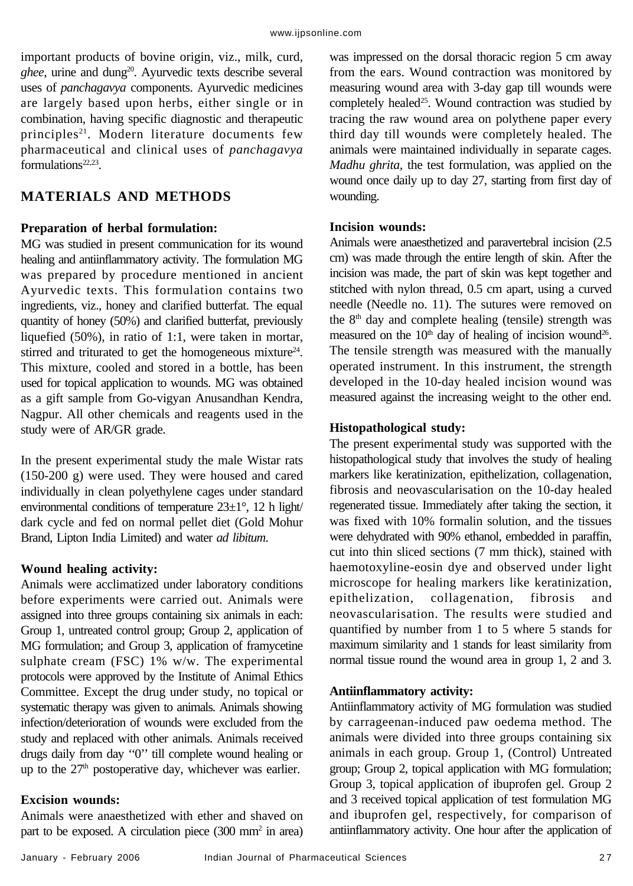important products of bovine origin, viz., milk, curd, *ghee*, urine and dung[20]. Ayurvedic texts describe several uses of *panchagavya* components. Ayurvedic medicines are largely based upon herbs, either single or in combination, having specific diagnostic and therapeutic principles[21]. Modern literature documents few pharmaceutical and clinical uses of *panchagavya* formulations[22,23].

## MATERIALS AND METHODS

### Preparation of herbal formulation:

MG was studied in present communication for its wound healing and antiinflammatory activity. The formulation MG was prepared by procedure mentioned in ancient Ayurvedic texts. This formulation contains two ingredients, viz., honey and clarified butterfat. The equal quantity of honey (50%) and clarified butterfat, previously liquefied (50%), in ratio of 1:1, were taken in mortar, stirred and triturated to get the homogeneous mixture[24]. This mixture, cooled and stored in a bottle, has been used for topical application to wounds. MG was obtained as a gift sample from Go-vigyan Anusandhan Kendra, Nagpur. All other chemicals and reagents used in the study were of AR/GR grade.

In the present experimental study the male Wistar rats (150-200 g) were used. They were housed and cared individually in clean polyethylene cages under standard environmental conditions of temperature 23±1°, 12 h light/dark cycle and fed on normal pellet diet (Gold Mohur Brand, Lipton India Limited) and water *ad libitum*.

### Wound healing activity:

Animals were acclimatized under laboratory conditions before experiments were carried out. Animals were assigned into three groups containing six animals in each: Group 1, untreated control group; Group 2, application of MG formulation; and Group 3, application of framycetine sulphate cream (FSC) 1% w/w. The experimental protocols were approved by the Institute of Animal Ethics Committee. Except the drug under study, no topical or systematic therapy was given to animals. Animals showing infection/deterioration of wounds were excluded from the study and replaced with other animals. Animals received drugs daily from day "0" till complete wound healing or up to the 27th postoperative day, whichever was earlier.

### Excision wounds:

Animals were anaesthetized with ether and shaved on part to be exposed. A circulation piece (300 mm$^2$ in area) was impressed on the dorsal thoracic region 5 cm away from the ears. Wound contraction was monitored by measuring wound area with 3-day gap till wounds were completely healed[25]. Wound contraction was studied by tracing the raw wound area on polythene paper every third day till wounds were completely healed. The animals were maintained individually in separate cages. *Madhu ghrita*, the test formulation, was applied on the wound once daily up to day 27, starting from first day of wounding.

### Incision wounds:

Animals were anaesthetized and paravertebral incision (2.5 cm) was made through the entire length of skin. After the incision was made, the part of skin was kept together and stitched with nylon thread, 0.5 cm apart, using a curved needle (Needle no. 11). The sutures were removed on the 8th day and complete healing (tensile) strength was measured on the 10th day of healing of incision wound[26]. The tensile strength was measured with the manually operated instrument. In this instrument, the strength developed in the 10-day healed incision wound was measured against the increasing weight to the other end.

### Histopathological study:

The present experimental study was supported with the histopathological study that involves the study of healing markers like keratinization, epithelization, collagenation, fibrosis and neovascularisation on the 10-day healed regenerated tissue. Immediately after taking the section, it was fixed with 10% formalin solution, and the tissues were dehydrated with 90% ethanol, embedded in paraffin, cut into thin sliced sections (7 mm thick), stained with haemotoxyline-eosin dye and observed under light microscope for healing markers like keratinization, epithelization, collagenation, fibrosis and neovascularisation. The results were studied and quantified by number from 1 to 5 where 5 stands for maximum similarity and 1 stands for least similarity from normal tissue round the wound area in group 1, 2 and 3.

### Antiinflammatory activity:

Antiinflammatory activity of MG formulation was studied by carrageenan-induced paw oedema method. The animals were divided into three groups containing six animals in each group. Group 1, (Control) Untreated group; Group 2, topical application with MG formulation; Group 3, topical application of ibuprofen gel. Group 2 and 3 received topical application of test formulation MG and ibuprofen gel, respectively, for comparison of antiinflammatory activity. One hour after the application of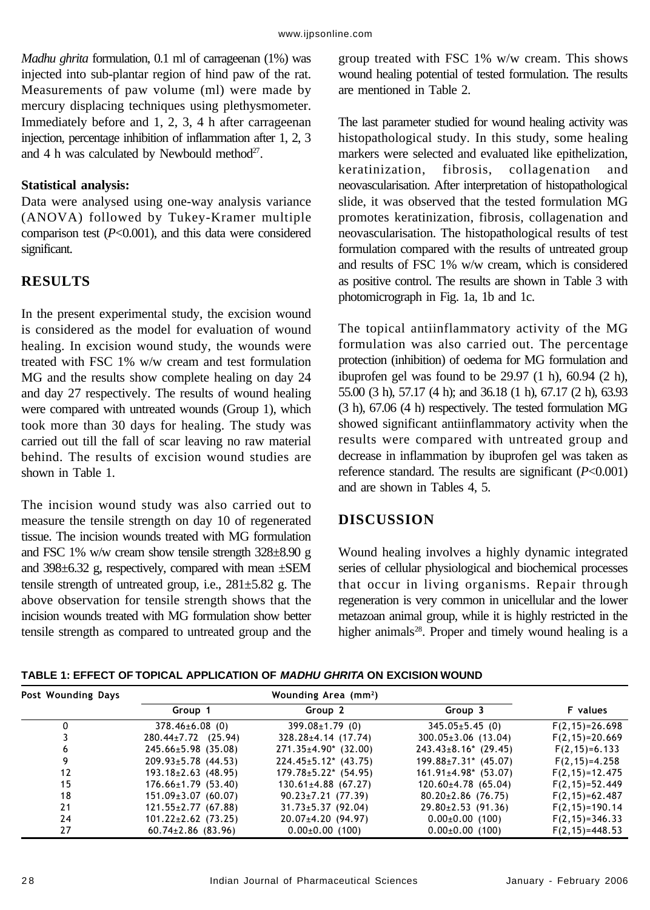*Madhu ghrita* formulation, 0.1 ml of carrageenan (1%) was injected into sub-plantar region of hind paw of the rat. Measurements of paw volume (ml) were made by mercury displacing techniques using plethysmometer. Immediately before and 1, 2, 3, 4 h after carrageenan injection, percentage inhibition of inflammation after 1, 2, 3 and 4 h was calculated by Newbould method[27].

**Statistical analysis:**

Data were analysed using one-way analysis variance (ANOVA) followed by Tukey-Kramer multiple comparison test ($P$<0.001), and this data were considered significant.

## RESULTS

In the present experimental study, the excision wound is considered as the model for evaluation of wound healing. In excision wound study, the wounds were treated with FSC 1% w/w cream and test formulation MG and the results show complete healing on day 24 and day 27 respectively. The results of wound healing were compared with untreated wounds (Group 1), which took more than 30 days for healing. The study was carried out till the fall of scar leaving no raw material behind. The results of excision wound studies are shown in Table 1.

The incision wound study was also carried out to measure the tensile strength on day 10 of regenerated tissue. The incision wounds treated with MG formulation and FSC 1% w/w cream show tensile strength 328±8.90 g and 398±6.32 g, respectively, compared with mean ±SEM tensile strength of untreated group, i.e., 281±5.82 g. The above observation for tensile strength shows that the incision wounds treated with MG formulation show better tensile strength as compared to untreated group and the group treated with FSC 1% w/w cream. This shows wound healing potential of tested formulation. The results are mentioned in Table 2.

The last parameter studied for wound healing activity was histopathological study. In this study, some healing markers were selected and evaluated like epithelization, keratinization, fibrosis, collagenation and neovascularisation. After interpretation of histopathological slide, it was observed that the tested formulation MG promotes keratinization, fibrosis, collagenation and neovascularisation. The histopathological results of test formulation compared with the results of untreated group and results of FSC 1% w/w cream, which is considered as positive control. The results are shown in Table 3 with photomicrograph in Fig. 1a, 1b and 1c.

The topical antiinflammatory activity of the MG formulation was also carried out. The percentage protection (inhibition) of oedema for MG formulation and ibuprofen gel was found to be 29.97 (1 h), 60.94 (2 h), 55.00 (3 h), 57.17 (4 h); and 36.18 (1 h), 67.17 (2 h), 63.93 (3 h), 67.06 (4 h) respectively. The tested formulation MG showed significant antiinflammatory activity when the results were compared with untreated group and decrease in inflammation by ibuprofen gel was taken as reference standard. The results are significant ($P$<0.001) and are shown in Tables 4, 5.

## DISCUSSION

Wound healing involves a highly dynamic integrated series of cellular physiological and biochemical processes that occur in living organisms. Repair through regeneration is very common in unicellular and the lower metazoan animal group, while it is highly restricted in the higher animals[28]. Proper and timely wound healing is a

**TABLE 1: EFFECT OF TOPICAL APPLICATION OF *MADHU GHRITA* ON EXCISION WOUND**

| Post Wounding Days | Wounding Area (mm²) | | | F values |
|---|---|---|---|---|
| | Group 1 | Group 2 | Group 3 | |
| 0 | 378.46±6.08 (0) | 399.08±1.79 (0) | 345.05±5.45 (0) | F(2,15)=26.698 |
| 3 | 280.44±7.72 (25.94) | 328.28±4.14 (17.74) | 300.05±3.06 (13.04) | F(2,15)=20.669 |
| 6 | 245.66±5.98 (35.08) | 271.35±4.90* (32.00) | 243.43±8.16* (29.45) | F(2,15)=6.133 |
| 9 | 209.93±5.78 (44.53) | 224.45±5.12* (43.75) | 199.88±7.31* (45.07) | F(2,15)=4.258 |
| 12 | 193.18±2.63 (48.95) | 179.78±5.22* (54.95) | 161.91±4.98* (53.07) | F(2,15)=12.475 |
| 15 | 176.66±1.79 (53.40) | 130.61±4.88 (67.27) | 120.60±4.78 (65.04) | F(2,15)=52.449 |
| 18 | 151.09±3.07 (60.07) | 90.23±7.21 (77.39) | 80.20±2.86 (76.75) | F(2,15)=62.487 |
| 21 | 121.55±2.77 (67.88) | 31.73±5.37 (92.04) | 29.80±2.53 (91.36) | F(2,15)=190.14 |
| 24 | 101.22±2.62 (73.25) | 20.07±4.20 (94.97) | 0.00±0.00 (100) | F(2,15)=346.33 |
| 27 | 60.74±2.86 (83.96) | 0.00±0.00 (100) | 0.00±0.00 (100) | F(2,15)=448.53 |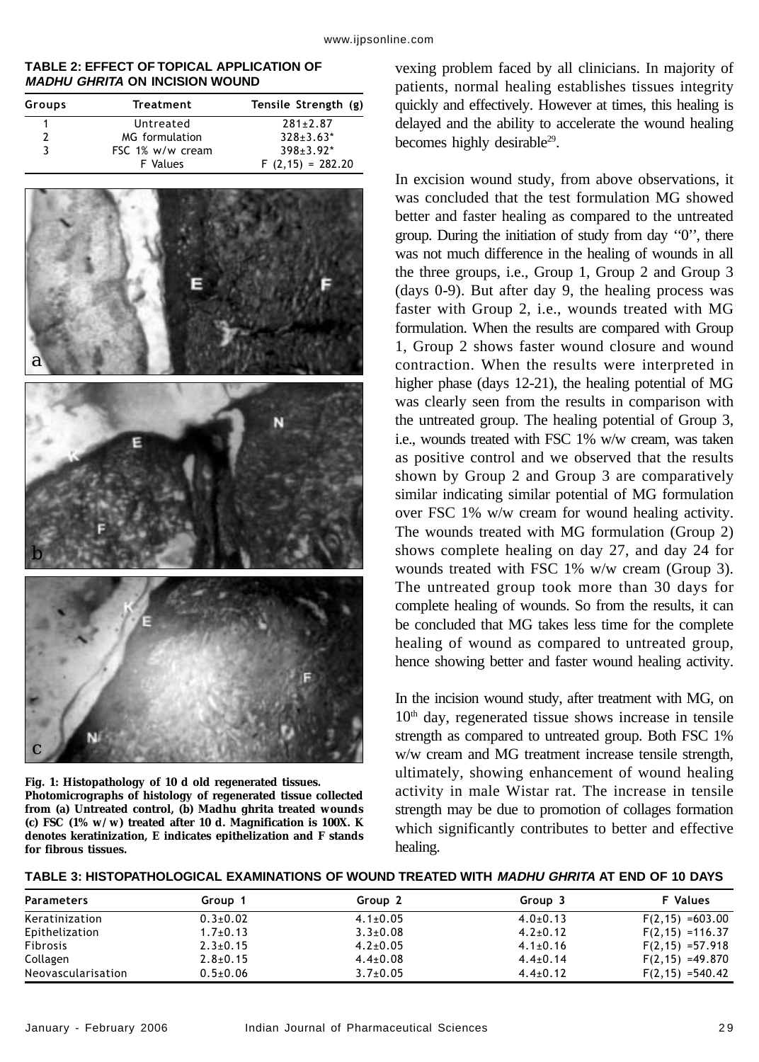**TABLE 2: EFFECT OF TOPICAL APPLICATION OF *MADHU GHRITA* ON INCISION WOUND**

| Groups | Treatment | Tensile Strength (g) |
|---|---|---|
| 1 | Untreated | 281±2.87 |
| 2 | MG formulation | 328±3.63* |
| 3 | FSC 1% w/w cream | 398±3.92* |
| | F Values | $F_{(2,15)} = 282.20$ |

**Fig. 1: Histopathology of 10 d old regenerated tissues.**
**Photomicrographs of histology of regenerated tissue collected from (a) Untreated control, (b) Madhu ghrita treated wounds (c) FSC (1% w/w) treated after 10 d. Magnification is 100X. K denotes keratinization, E indicates epithelization and F stands for fibrous tissues.**

vexing problem faced by all clinicians. In majority of patients, normal healing establishes tissues integrity quickly and effectively. However at times, this healing is delayed and the ability to accelerate the wound healing becomes highly desirable[29].

In excision wound study, from above observations, it was concluded that the test formulation MG showed better and faster healing as compared to the untreated group. During the initiation of study from day "0", there was not much difference in the healing of wounds in all the three groups, i.e., Group 1, Group 2 and Group 3 (days 0-9). But after day 9, the healing process was faster with Group 2, i.e., wounds treated with MG formulation. When the results are compared with Group 1, Group 2 shows faster wound closure and wound contraction. When the results were interpreted in higher phase (days 12-21), the healing potential of MG was clearly seen from the results in comparison with the untreated group. The healing potential of Group 3, i.e., wounds treated with FSC 1% w/w cream, was taken as positive control and we observed that the results shown by Group 2 and Group 3 are comparatively similar indicating similar potential of MG formulation over FSC 1% w/w cream for wound healing activity. The wounds treated with MG formulation (Group 2) shows complete healing on day 27, and day 24 for wounds treated with FSC 1% w/w cream (Group 3). The untreated group took more than 30 days for complete healing of wounds. So from the results, it can be concluded that MG takes less time for the complete healing of wound as compared to untreated group, hence showing better and faster wound healing activity.

In the incision wound study, after treatment with MG, on 10th day, regenerated tissue shows increase in tensile strength as compared to untreated group. Both FSC 1% w/w cream and MG treatment increase tensile strength, ultimately, showing enhancement of wound healing activity in male Wistar rat. The increase in tensile strength may be due to promotion of collages formation which significantly contributes to better and effective healing.

**TABLE 3: HISTOPATHOLOGICAL EXAMINATIONS OF WOUND TREATED WITH *MADHU GHRITA* AT END OF 10 DAYS**

| Parameters | Group 1 | Group 2 | Group 3 | F Values |
|---|---|---|---|---|
| Keratinization | 0.3±0.02 | 4.1±0.05 | 4.0±0.13 | $F_{(2,15)} = 603.00$ |
| Epithelization | 1.7±0.13 | 3.3±0.08 | 4.2±0.12 | $F_{(2,15)} = 116.37$ |
| Fibrosis | 2.3±0.15 | 4.2±0.05 | 4.1±0.16 | $F_{(2,15)} = 57.918$ |
| Collagen | 2.8±0.15 | 4.4±0.08 | 4.4±0.14 | $F_{(2,15)} = 49.870$ |
| Neovascularisation | 0.5±0.06 | 3.7±0.05 | 4.4±0.12 | $F_{(2,15)} = 540.42$ |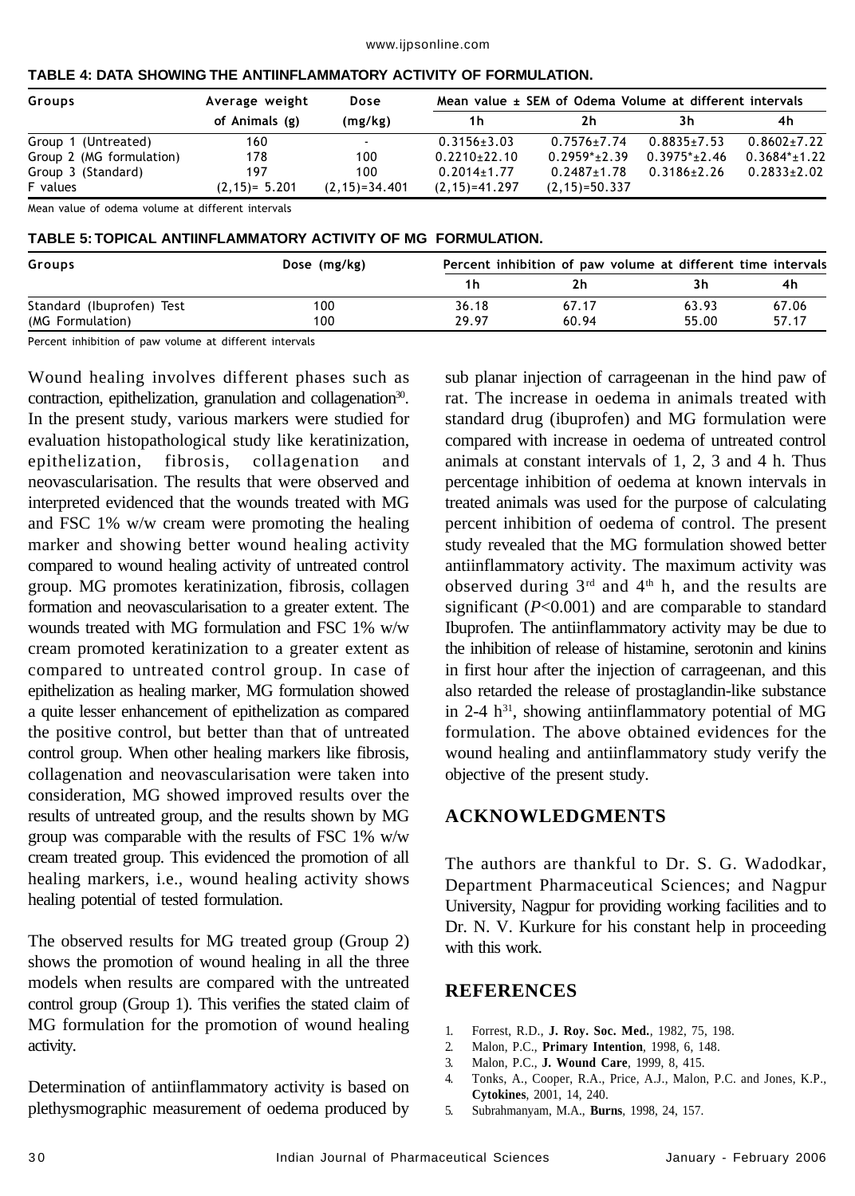**TABLE 4: DATA SHOWING THE ANTIINFLAMMATORY ACTIVITY OF FORMULATION.**

| Groups | Average weight of Animals (g) | Dose (mg/kg) | Mean value ± SEM of Odema Volume at different intervals | | | |
|---|---|---|---|---|---|---|
| | | | 1h | 2h | 3h | 4h |
| Group 1 (Untreated) | 160 | - | 0.3156±3.03 | 0.7576±7.74 | 0.8835±7.53 | 0.8602±7.22 |
| Group 2 (MG formulation) | 178 | 100 | 0.2210±22.10 | 0.2959*±2.39 | 0.3975*±2.46 | 0.3684*±1.22 |
| Group 3 (Standard) | 197 | 100 | 0.2014±1.77 | 0.2487±1.78 | 0.3186±2.26 | 0.2833±2.02 |
| F values | (2,15)= 5.201 | (2,15)=34.401 | (2,15)=41.297 | (2,15)=50.337 | | |

Mean value of odema volume at different intervals

**TABLE 5: TOPICAL ANTIINFLAMMATORY ACTIVITY OF MG FORMULATION.**

| Groups | Dose (mg/kg) | Percent inhibition of paw volume at different time intervals | | | |
|---|---|---|---|---|---|
| | | 1h | 2h | 3h | 4h |
| Standard (Ibuprofen) Test | 100 | 36.18 | 67.17 | 63.93 | 67.06 |
| (MG Formulation) | 100 | 29.97 | 60.94 | 55.00 | 57.17 |

Percent inhibition of paw volume at different time intervals

Wound healing involves different phases such as contraction, epithelization, granulation and collagenation[30]. In the present study, various markers were studied for evaluation histopathological study like keratinization, epithelization, fibrosis, collagenation and neovascularisation. The results that were observed and interpreted evidenced that the wounds treated with MG and FSC 1% w/w cream were promoting the healing marker and showing better wound healing activity compared to wound healing activity of untreated control group. MG promotes keratinization, fibrosis, collagen formation and neovascularisation to a greater extent. The wounds treated with MG formulation and FSC 1% w/w cream promoted keratinization to a greater extent as compared to untreated control group. In case of epithelization as healing marker, MG formulation showed a quite lesser enhancement of epithelization as compared the positive control, but better than that of untreated control group. When other healing markers like fibrosis, collagenation and neovascularisation were taken into consideration, MG showed improved results over the results of untreated group, and the results shown by MG group was comparable with the results of FSC 1% w/w cream treated group. This evidenced the promotion of all healing markers, i.e., wound healing activity shows healing potential of tested formulation.

The observed results for MG treated group (Group 2) shows the promotion of wound healing in all the three models when results are compared with the untreated control group (Group 1). This verifies the stated claim of MG formulation for the promotion of wound healing activity.

Determination of antiinflammatory activity is based on plethysmographic measurement of oedema produced by sub planar injection of carrageenan in the hind paw of rat. The increase in oedema in animals treated with standard drug (ibuprofen) and MG formulation were compared with increase in oedema of untreated control animals at constant intervals of 1, 2, 3 and 4 h. Thus percentage inhibition of oedema at known intervals in treated animals was used for the purpose of calculating percent inhibition of oedema of control. The present study revealed that the MG formulation showed better antiinflammatory activity. The maximum activity was observed during 3rd and 4th h, and the results are significant ($P<0.001$) and are comparable to standard Ibuprofen. The antiinflammatory activity may be due to the inhibition of release of histamine, serotonin and kinins in first hour after the injection of carrageenan, and this also retarded the release of prostaglandin-like substance in 2-4 h[31], showing antiinflammatory potential of MG formulation. The above obtained evidences for the wound healing and antiinflammatory study verify the objective of the present study.

## ACKNOWLEDGMENTS

The authors are thankful to Dr. S. G. Wadodkar, Department Pharmaceutical Sciences; and Nagpur University, Nagpur for providing working facilities and to Dr. N. V. Kurkure for his constant help in proceeding with this work.

## REFERENCES

1. Forrest, R.D., **J. Roy. Soc. Med.**, 1982, 75, 198.
2. Malon, P.C., **Primary Intention**, 1998, 6, 148.
3. Malon, P.C., **J. Wound Care**, 1999, 8, 415.
4. Tonks, A., Cooper, R.A., Price, A.J., Malon, P.C. and Jones, K.P., **Cytokines**, 2001, 14, 240.
5. Subrahmanyam, M.A., **Burns**, 1998, 24, 157.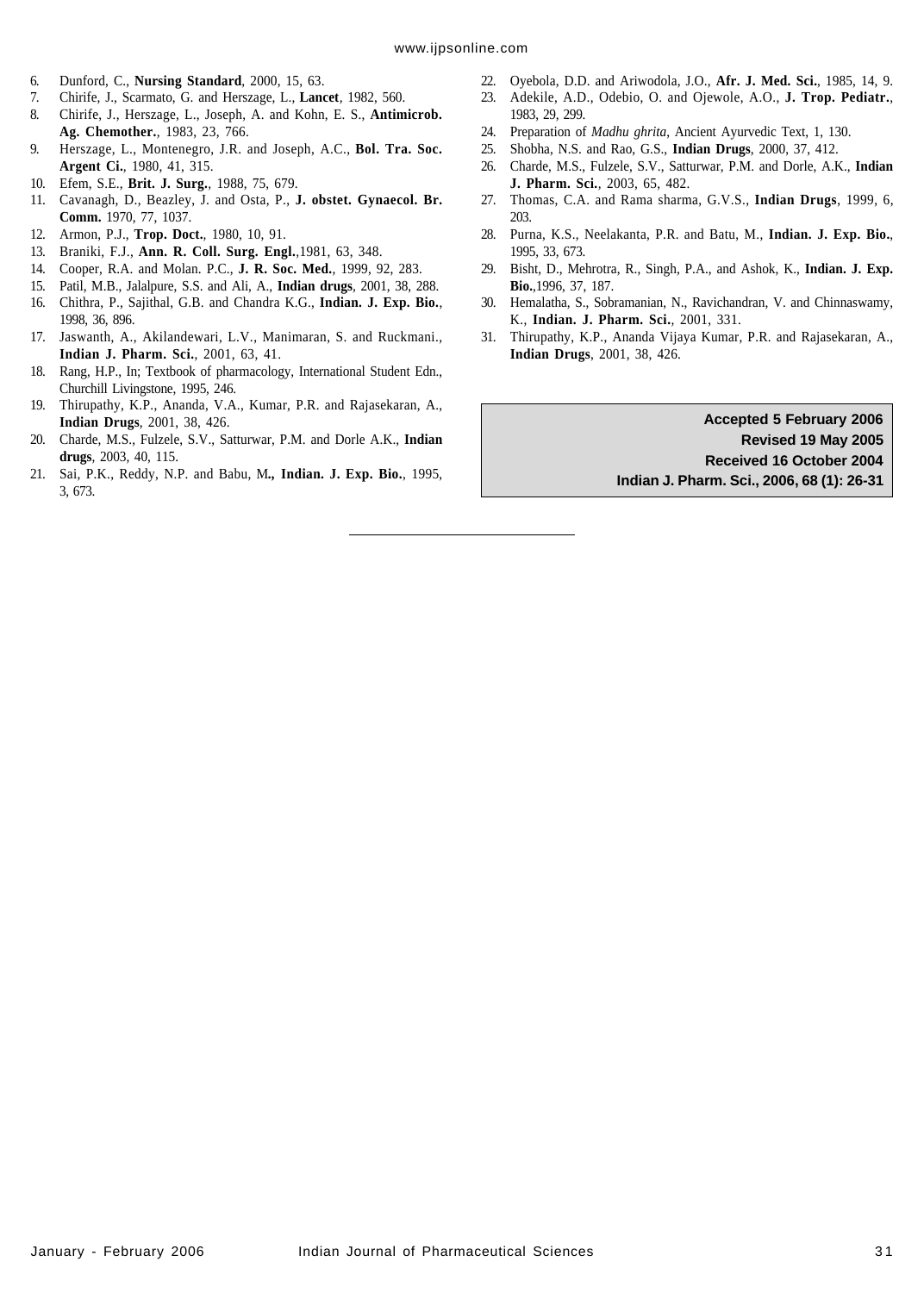6. Dunford, C., **Nursing Standard**, 2000, 15, 63.
7. Chirife, J., Scarmato, G. and Herszage, L., **Lancet**, 1982, 560.
8. Chirife, J., Herszage, L., Joseph, A. and Kohn, E. S., **Antimicrob. Ag. Chemother.**, 1983, 23, 766.
9. Herszage, L., Montenegro, J.R. and Joseph, A.C., **Bol. Tra. Soc. Argent Ci.**, 1980, 41, 315.
10. Efem, S.E., **Brit. J. Surg.**, 1988, 75, 679.
11. Cavanagh, D., Beazley, J. and Osta, P., **J. obstet. Gynaecol. Br. Comm.** 1970, 77, 1037.
12. Armon, P.J., **Trop. Doct.**, 1980, 10, 91.
13. Braniki, F.J., **Ann. R. Coll. Surg. Engl.**,1981, 63, 348.
14. Cooper, R.A. and Molan. P.C., **J. R. Soc. Med.**, 1999, 92, 283.
15. Patil, M.B., Jalalpure, S.S. and Ali, A., **Indian drugs**, 2001, 38, 288.
16. Chithra, P., Sajithal, G.B. and Chandra K.G., **Indian. J. Exp. Bio.**, 1998, 36, 896.
17. Jaswanth, A., Akilandewari, L.V., Manimaran, S. and Ruckmani., **Indian J. Pharm. Sci.**, 2001, 63, 41.
18. Rang, H.P., In; Textbook of pharmacology, International Student Edn., Churchill Livingstone, 1995, 246.
19. Thirupathy, K.P., Ananda, V.A., Kumar, P.R. and Rajasekaran, A., **Indian Drugs**, 2001, 38, 426.
20. Charde, M.S., Fulzele, S.V., Satturwar, P.M. and Dorle A.K., **Indian drugs**, 2003, 40, 115.
21. Sai, P.K., Reddy, N.P. and Babu, M**., Indian. J. Exp. Bio.**, 1995, 3, 673.
22. Oyebola, D.D. and Ariwodola, J.O., **Afr. J. Med. Sci.**, 1985, 14, 9.
23. Adekile, A.D., Odebio, O. and Ojewole, A.O., **J. Trop. Pediatr.**, 1983, 29, 299.
24. Preparation of *Madhu ghrita*, Ancient Ayurvedic Text, 1, 130.
25. Shobha, N.S. and Rao, G.S., **Indian Drugs**, 2000, 37, 412.
26. Charde, M.S., Fulzele, S.V., Satturwar, P.M. and Dorle, A.K., **Indian J. Pharm. Sci.**, 2003, 65, 482.
27. Thomas, C.A. and Rama sharma, G.V.S., **Indian Drugs**, 1999, 6, 203.
28. Purna, K.S., Neelakanta, P.R. and Batu, M., **Indian. J. Exp. Bio.**, 1995, 33, 673.
29. Bisht, D., Mehrotra, R., Singh, P.A., and Ashok, K., **Indian. J. Exp. Bio.**,1996, 37, 187.
30. Hemalatha, S., Sobramanian, N., Ravichandran, V. and Chinnaswamy, K., **Indian. J. Pharm. Sci.**, 2001, 331.
31. Thirupathy, K.P., Ananda Vijaya Kumar, P.R. and Rajasekaran, A., **Indian Drugs**, 2001, 38, 426.

**Accepted 5 February 2006**
**Revised 19 May 2005**
**Received 16 October 2004**
**Indian J. Pharm. Sci., 2006, 68 (1): 26-31**